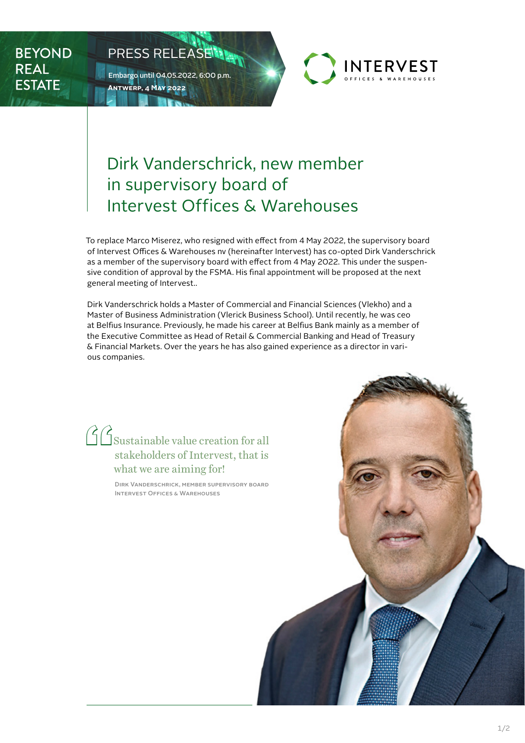BEYOND REAL ESTATE

PRESS RELEASE

Embargo until 04.05.2022, 6:00 p.m.
**Antwerp, 4 May 2022**

INTERVEST
OFFICES & WAREHOUSES

# Dirk Vanderschrick, new member in supervisory board of Intervest Offices & Warehouses

To replace Marco Miserez, who resigned with effect from 4 May 2022, the supervisory board of Intervest Offices & Warehouses nv (hereinafter Intervest) has co-opted Dirk Vanderschrick as a member of the supervisory board with effect from 4 May 2022. This under the suspensive condition of approval by the FSMA. His final appointment will be proposed at the next general meeting of Intervest..

Dirk Vanderschrick holds a Master of Commercial and Financial Sciences (Vlekho) and a Master of Business Administration (Vlerick Business School). Until recently, he was ceo at Belfius Insurance. Previously, he made his career at Belfius Bank mainly as a member of the Executive Committee as Head of Retail & Commercial Banking and Head of Treasury & Financial Markets. Over the years he has also gained experience as a director in various companies.

> Sustainable value creation for all stakeholders of Intervest, that is what we are aiming for!
>
> DIRK VANDERSCHRICK, MEMBER SUPERVISORY BOARD INTERVEST OFFICES & WAREHOUSES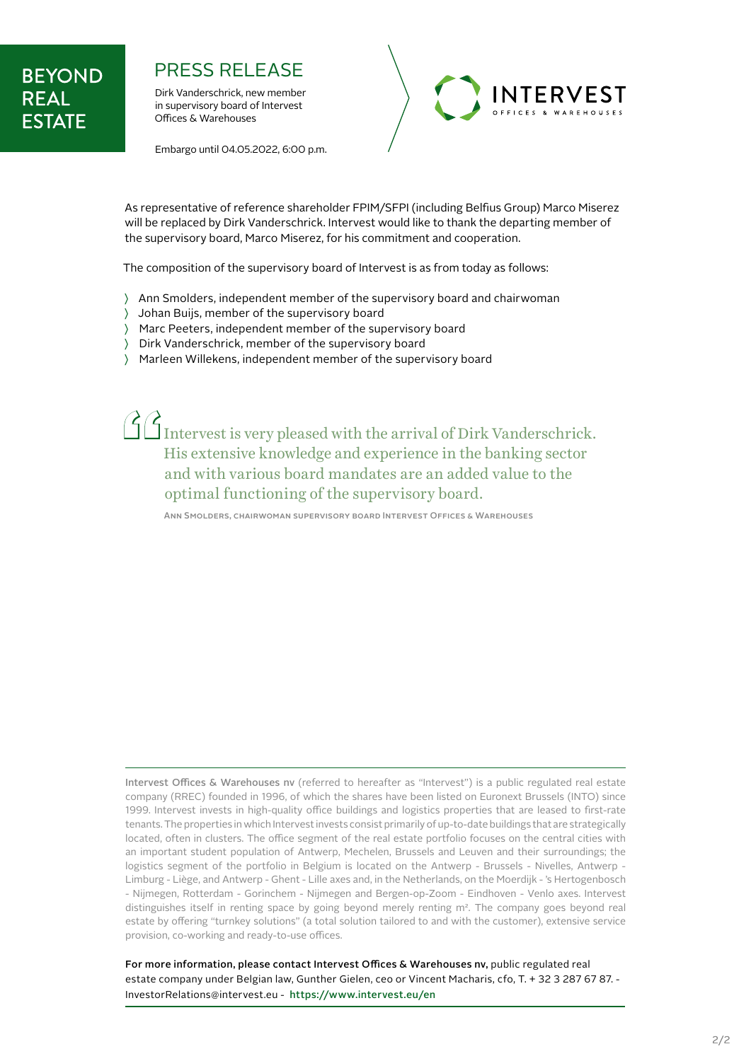BEYOND REAL ESTATE

# PRESS RELEASE

Dirk Vanderschrick, new member in supervisory board of Intervest Offices & Warehouses

Embargo until 04.05.2022, 6:00 p.m.

INTERVEST OFFICES & WAREHOUSES

As representative of reference shareholder FPIM/SFPI (including Belfius Group) Marco Miserez will be replaced by Dirk Vanderschrick. Intervest would like to thank the departing member of the supervisory board, Marco Miserez, for his commitment and cooperation.

The composition of the supervisory board of Intervest is as from today as follows:

- Ann Smolders, independent member of the supervisory board and chairwoman
- Johan Buijs, member of the supervisory board
- Marc Peeters, independent member of the supervisory board
- Dirk Vanderschrick, member of the supervisory board
- Marleen Willekens, independent member of the supervisory board

> "Intervest is very pleased with the arrival of Dirk Vanderschrick. His extensive knowledge and experience in the banking sector and with various board mandates are an added value to the optimal functioning of the supervisory board.
>
> ANN SMOLDERS, CHAIRWOMAN SUPERVISORY BOARD INTERVEST OFFICES & WAREHOUSES

---

**Intervest Offices & Warehouses nv** (referred to hereafter as "Intervest") is a public regulated real estate company (RREC) founded in 1996, of which the shares have been listed on Euronext Brussels (INTO) since 1999. Intervest invests in high-quality office buildings and logistics properties that are leased to first-rate tenants. The properties in which Intervest invests consist primarily of up-to-date buildings that are strategically located, often in clusters. The office segment of the real estate portfolio focuses on the central cities with an important student population of Antwerp, Mechelen, Brussels and Leuven and their surroundings; the logistics segment of the portfolio in Belgium is located on the Antwerp - Brussels - Nivelles, Antwerp - Limburg - Liège, and Antwerp - Ghent - Lille axes and, in the Netherlands, on the Moerdijk - 's Hertogenbosch - Nijmegen, Rotterdam - Gorinchem - Nijmegen and Bergen-op-Zoom - Eindhoven - Venlo axes. Intervest distinguishes itself in renting space by going beyond merely renting m². The company goes beyond real estate by offering "turnkey solutions" (a total solution tailored to and with the customer), extensive service provision, co-working and ready-to-use offices.

**For more information, please contact Intervest Offices & Warehouses nv,** public regulated real estate company under Belgian law, Gunther Gielen, ceo or Vincent Macharis, cfo, T. + 32 3 287 67 87. - InvestorRelations@intervest.eu - https://www.intervest.eu/en